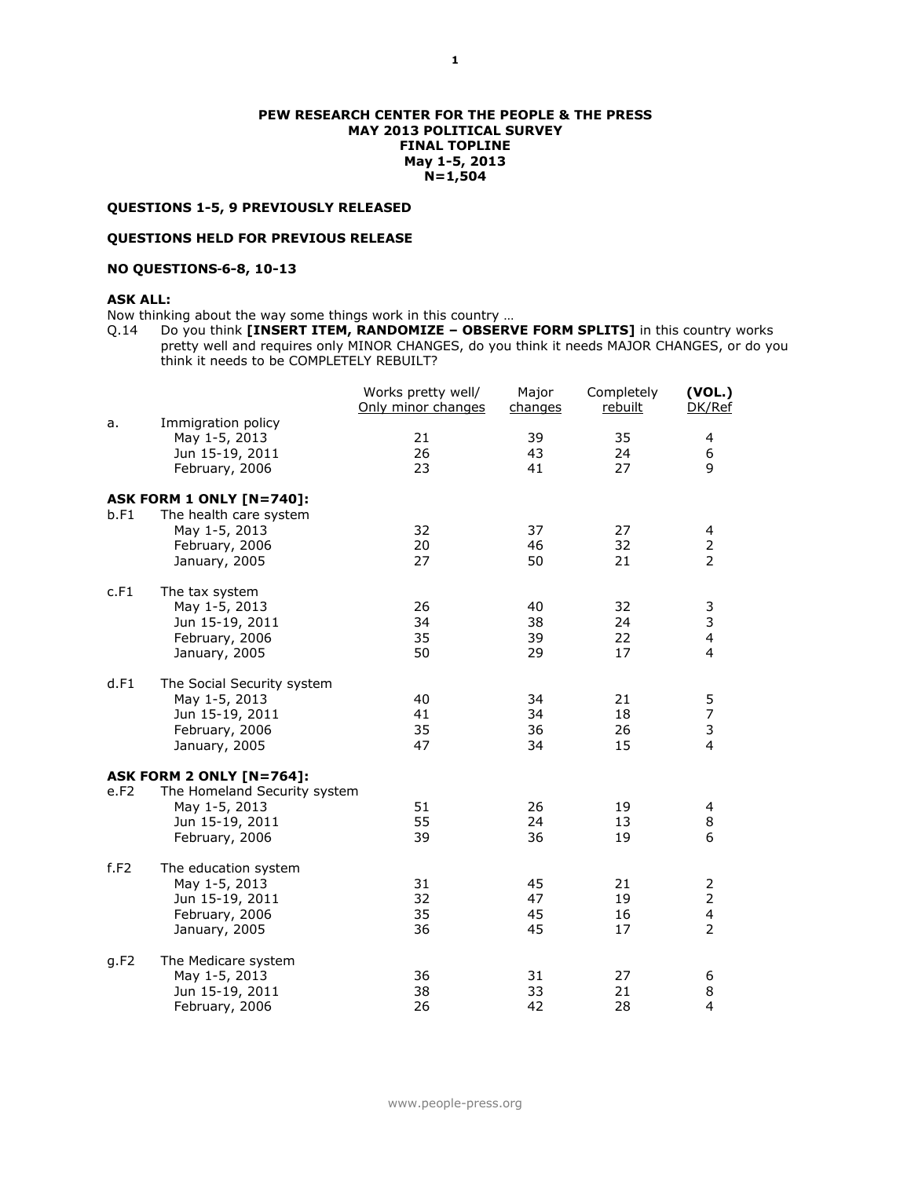**PEW RESEARCH CENTER FOR THE PEOPLE & THE PRESS**
**MAY 2013 POLITICAL SURVEY**
**FINAL TOPLINE**
**May 1-5, 2013**
**N=1,504**

**QUESTIONS 1-5, 9 PREVIOUSLY RELEASED**

**QUESTIONS HELD FOR PREVIOUS RELEASE**

**NO QUESTIONS-6-8, 10-13**

**ASK ALL:**
Now thinking about the way some things work in this country …

Q.14 Do you think **[INSERT ITEM, RANDOMIZE – OBSERVE FORM SPLITS]** in this country works pretty well and requires only MINOR CHANGES, do you think it needs MAJOR CHANGES, or do you think it needs to be COMPLETELY REBUILT?

| | | Works pretty well/ Only minor changes | Major changes | Completely rebuilt | **(VOL.)** DK/Ref |
|---|---|---|---|---|---|
| a. | Immigration policy | | | | |
| | May 1-5, 2013 | 21 | 39 | 35 | 4 |
| | Jun 15-19, 2011 | 26 | 43 | 24 | 6 |
| | February, 2006 | 23 | 41 | 27 | 9 |
| | **ASK FORM 1 ONLY [N=740]:** | | | | |
| b.F1 | The health care system | | | | |
| | May 1-5, 2013 | 32 | 37 | 27 | 4 |
| | February, 2006 | 20 | 46 | 32 | 2 |
| | January, 2005 | 27 | 50 | 21 | 2 |
| c.F1 | The tax system | | | | |
| | May 1-5, 2013 | 26 | 40 | 32 | 3 |
| | Jun 15-19, 2011 | 34 | 38 | 24 | 3 |
| | February, 2006 | 35 | 39 | 22 | 4 |
| | January, 2005 | 50 | 29 | 17 | 4 |
| d.F1 | The Social Security system | | | | |
| | May 1-5, 2013 | 40 | 34 | 21 | 5 |
| | Jun 15-19, 2011 | 41 | 34 | 18 | 7 |
| | February, 2006 | 35 | 36 | 26 | 3 |
| | January, 2005 | 47 | 34 | 15 | 4 |
| | **ASK FORM 2 ONLY [N=764]:** | | | | |
| e.F2 | The Homeland Security system | | | | |
| | May 1-5, 2013 | 51 | 26 | 19 | 4 |
| | Jun 15-19, 2011 | 55 | 24 | 13 | 8 |
| | February, 2006 | 39 | 36 | 19 | 6 |
| f.F2 | The education system | | | | |
| | May 1-5, 2013 | 31 | 45 | 21 | 2 |
| | Jun 15-19, 2011 | 32 | 47 | 19 | 2 |
| | February, 2006 | 35 | 45 | 16 | 4 |
| | January, 2005 | 36 | 45 | 17 | 2 |
| g.F2 | The Medicare system | | | | |
| | May 1-5, 2013 | 36 | 31 | 27 | 6 |
| | Jun 15-19, 2011 | 38 | 33 | 21 | 8 |
| | February, 2006 | 26 | 42 | 28 | 4 |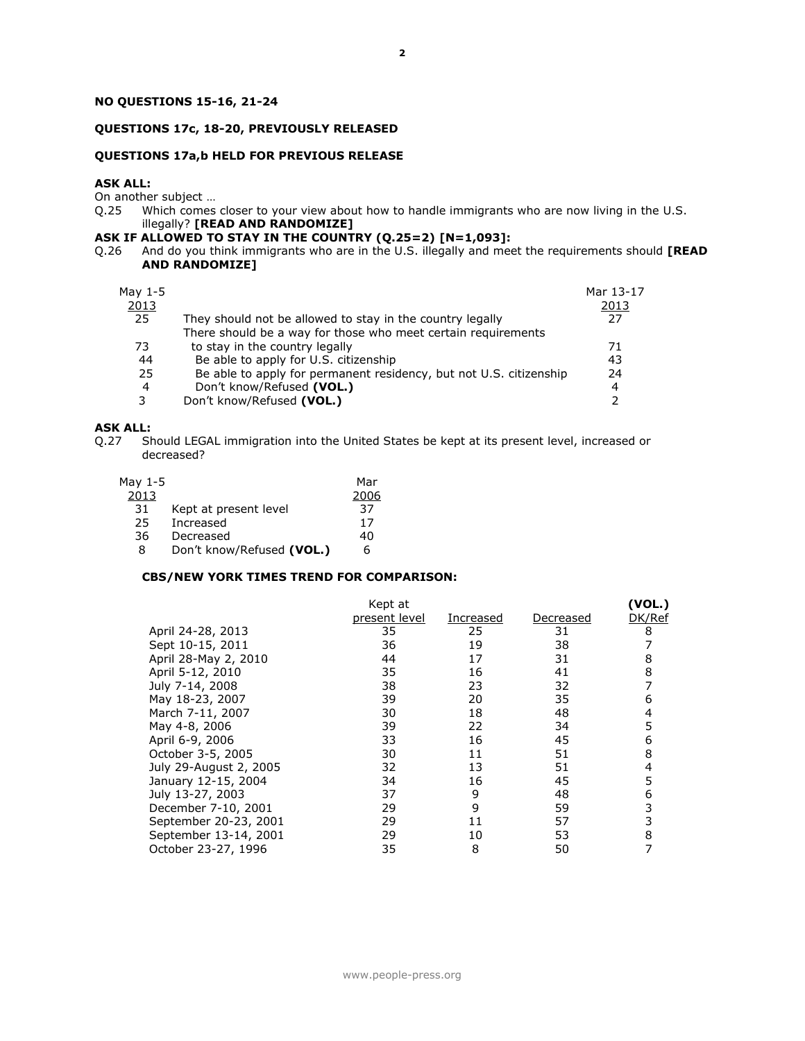**NO QUESTIONS 15-16, 21-24**

**QUESTIONS 17c, 18-20, PREVIOUSLY RELEASED**

**QUESTIONS 17a,b HELD FOR PREVIOUS RELEASE**

**ASK ALL:**
On another subject …
Q.25 Which comes closer to your view about how to handle immigrants who are now living in the U.S. illegally? **[READ AND RANDOMIZE]**
**ASK IF ALLOWED TO STAY IN THE COUNTRY (Q.25=2) [N=1,093]:**
Q.26 And do you think immigrants who are in the U.S. illegally and meet the requirements should **[READ AND RANDOMIZE]**

| May 1-5 2013 | | Mar 13-17 2013 |
|---|---|---|
| 25 | They should not be allowed to stay in the country legally | 27 |
| 73 | There should be a way for those who meet certain requirements to stay in the country legally | 71 |
| 44 | Be able to apply for U.S. citizenship | 43 |
| 25 | Be able to apply for permanent residency, but not U.S. citizenship | 24 |
| 4 | Don't know/Refused **(VOL.)** | 4 |
| 3 | Don't know/Refused **(VOL.)** | 2 |

**ASK ALL:**
Q.27 Should LEGAL immigration into the United States be kept at its present level, increased or decreased?

| May 1-5 2013 | | Mar 2006 |
|---|---|---|
| 31 | Kept at present level | 37 |
| 25 | Increased | 17 |
| 36 | Decreased | 40 |
| 8 | Don't know/Refused **(VOL.)** | 6 |

**CBS/NEW YORK TIMES TREND FOR COMPARISON:**

| | Kept at present level | Increased | Decreased | **(VOL.)** DK/Ref |
|---|---|---|---|---|
| April 24-28, 2013 | 35 | 25 | 31 | 8 |
| Sept 10-15, 2011 | 36 | 19 | 38 | 7 |
| April 28-May 2, 2010 | 44 | 17 | 31 | 8 |
| April 5-12, 2010 | 35 | 16 | 41 | 8 |
| July 7-14, 2008 | 38 | 23 | 32 | 7 |
| May 18-23, 2007 | 39 | 20 | 35 | 6 |
| March 7-11, 2007 | 30 | 18 | 48 | 4 |
| May 4-8, 2006 | 39 | 22 | 34 | 5 |
| April 6-9, 2006 | 33 | 16 | 45 | 6 |
| October 3-5, 2005 | 30 | 11 | 51 | 8 |
| July 29-August 2, 2005 | 32 | 13 | 51 | 4 |
| January 12-15, 2004 | 34 | 16 | 45 | 5 |
| July 13-27, 2003 | 37 | 9 | 48 | 6 |
| December 7-10, 2001 | 29 | 9 | 59 | 3 |
| September 20-23, 2001 | 29 | 11 | 57 | 3 |
| September 13-14, 2001 | 29 | 10 | 53 | 8 |
| October 23-27, 1996 | 35 | 8 | 50 | 7 |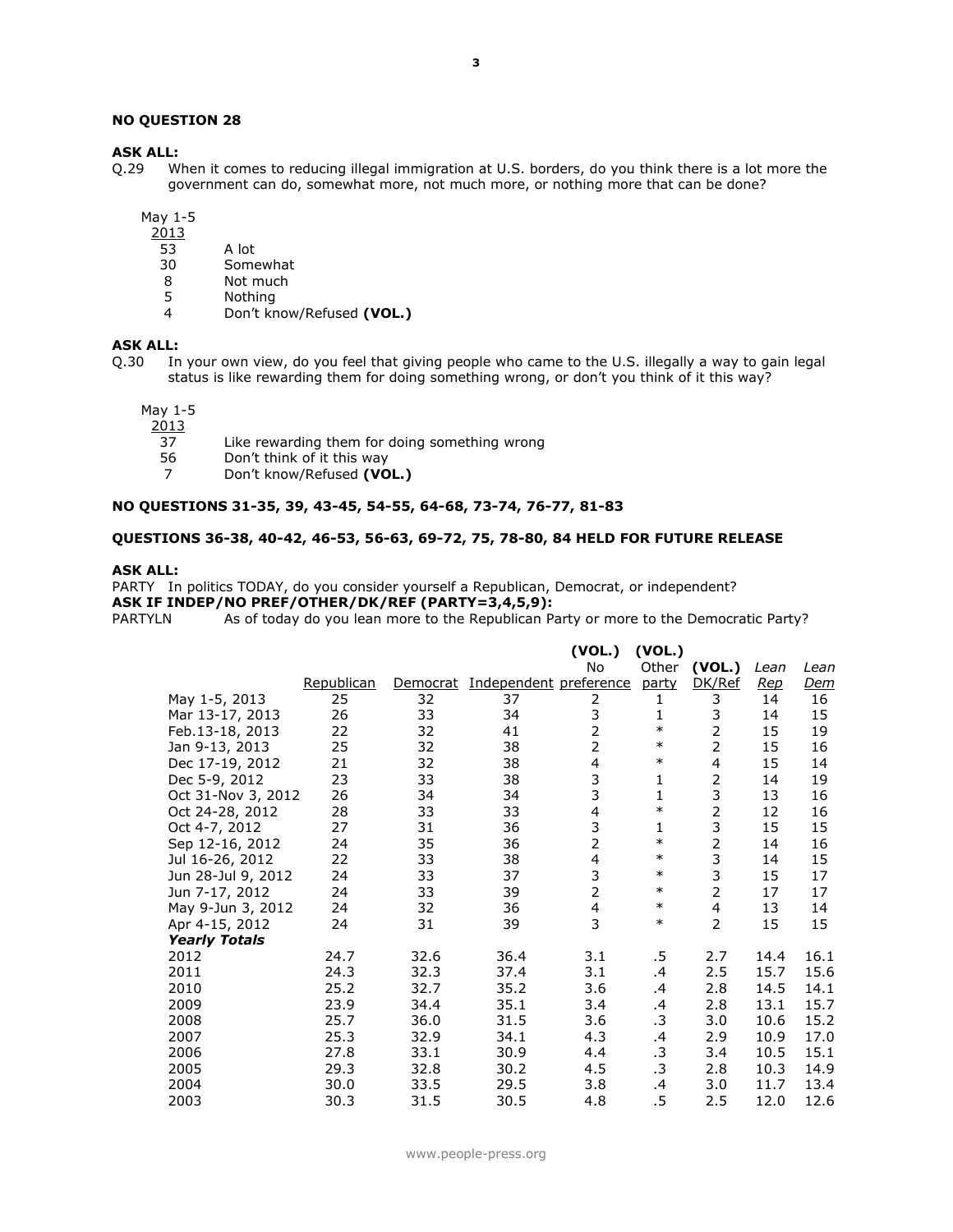**NO QUESTION 28**

**ASK ALL:**

Q.29 When it comes to reducing illegal immigration at U.S. borders, do you think there is a lot more the government can do, somewhat more, not much more, or nothing more that can be done?

| May 1-5 2013 | |
|---|---|
| 53 | A lot |
| 30 | Somewhat |
| 8 | Not much |
| 5 | Nothing |
| 4 | Don't know/Refused **(VOL.)** |

**ASK ALL:**

Q.30 In your own view, do you feel that giving people who came to the U.S. illegally a way to gain legal status is like rewarding them for doing something wrong, or don't you think of it this way?

| May 1-5 2013 | |
|---|---|
| 37 | Like rewarding them for doing something wrong |
| 56 | Don't think of it this way |
| 7 | Don't know/Refused **(VOL.)** |

**NO QUESTIONS 31-35, 39, 43-45, 54-55, 64-68, 73-74, 76-77, 81-83**

**QUESTIONS 36-38, 40-42, 46-53, 56-63, 69-72, 75, 78-80, 84 HELD FOR FUTURE RELEASE**

**ASK ALL:**

PARTY In politics TODAY, do you consider yourself a Republican, Democrat, or independent?

**ASK IF INDEP/NO PREF/OTHER/DK/REF (PARTY=3,4,5,9):**

PARTYLN As of today do you lean more to the Republican Party or more to the Democratic Party?

| | Republican | Democrat | Independent | (VOL.) No preference | (VOL.) Other party | (VOL.) DK/Ref | *Lean Rep* | *Lean Dem* |
|---|---|---|---|---|---|---|---|---|
| May 1-5, 2013 | 25 | 32 | 37 | 2 | 1 | 3 | 14 | 16 |
| Mar 13-17, 2013 | 26 | 33 | 34 | 3 | 1 | 3 | 14 | 15 |
| Feb.13-18, 2013 | 22 | 32 | 41 | 2 | * | 2 | 15 | 19 |
| Jan 9-13, 2013 | 25 | 32 | 38 | 2 | * | 2 | 15 | 16 |
| Dec 17-19, 2012 | 21 | 32 | 38 | 4 | * | 4 | 15 | 14 |
| Dec 5-9, 2012 | 23 | 33 | 38 | 3 | 1 | 2 | 14 | 19 |
| Oct 31-Nov 3, 2012 | 26 | 34 | 34 | 3 | 1 | 3 | 13 | 16 |
| Oct 24-28, 2012 | 28 | 33 | 33 | 4 | * | 2 | 12 | 16 |
| Oct 4-7, 2012 | 27 | 31 | 36 | 3 | 1 | 3 | 15 | 15 |
| Sep 12-16, 2012 | 24 | 35 | 36 | 2 | * | 2 | 14 | 16 |
| Jul 16-26, 2012 | 22 | 33 | 38 | 4 | * | 3 | 14 | 15 |
| Jun 28-Jul 9, 2012 | 24 | 33 | 37 | 3 | * | 3 | 15 | 17 |
| Jun 7-17, 2012 | 24 | 33 | 39 | 2 | * | 2 | 17 | 17 |
| May 9-Jun 3, 2012 | 24 | 32 | 36 | 4 | * | 4 | 13 | 14 |
| Apr 4-15, 2012 | 24 | 31 | 39 | 3 | * | 2 | 15 | 15 |
| ***Yearly Totals*** | | | | | | | | |
| 2012 | 24.7 | 32.6 | 36.4 | 3.1 | .5 | 2.7 | 14.4 | 16.1 |
| 2011 | 24.3 | 32.3 | 37.4 | 3.1 | .4 | 2.5 | 15.7 | 15.6 |
| 2010 | 25.2 | 32.7 | 35.2 | 3.6 | .4 | 2.8 | 14.5 | 14.1 |
| 2009 | 23.9 | 34.4 | 35.1 | 3.4 | .4 | 2.8 | 13.1 | 15.7 |
| 2008 | 25.7 | 36.0 | 31.5 | 3.6 | .3 | 3.0 | 10.6 | 15.2 |
| 2007 | 25.3 | 32.9 | 34.1 | 4.3 | .4 | 2.9 | 10.9 | 17.0 |
| 2006 | 27.8 | 33.1 | 30.9 | 4.4 | .3 | 3.4 | 10.5 | 15.1 |
| 2005 | 29.3 | 32.8 | 30.2 | 4.5 | .3 | 2.8 | 10.3 | 14.9 |
| 2004 | 30.0 | 33.5 | 29.5 | 3.8 | .4 | 3.0 | 11.7 | 13.4 |
| 2003 | 30.3 | 31.5 | 30.5 | 4.8 | .5 | 2.5 | 12.0 | 12.6 |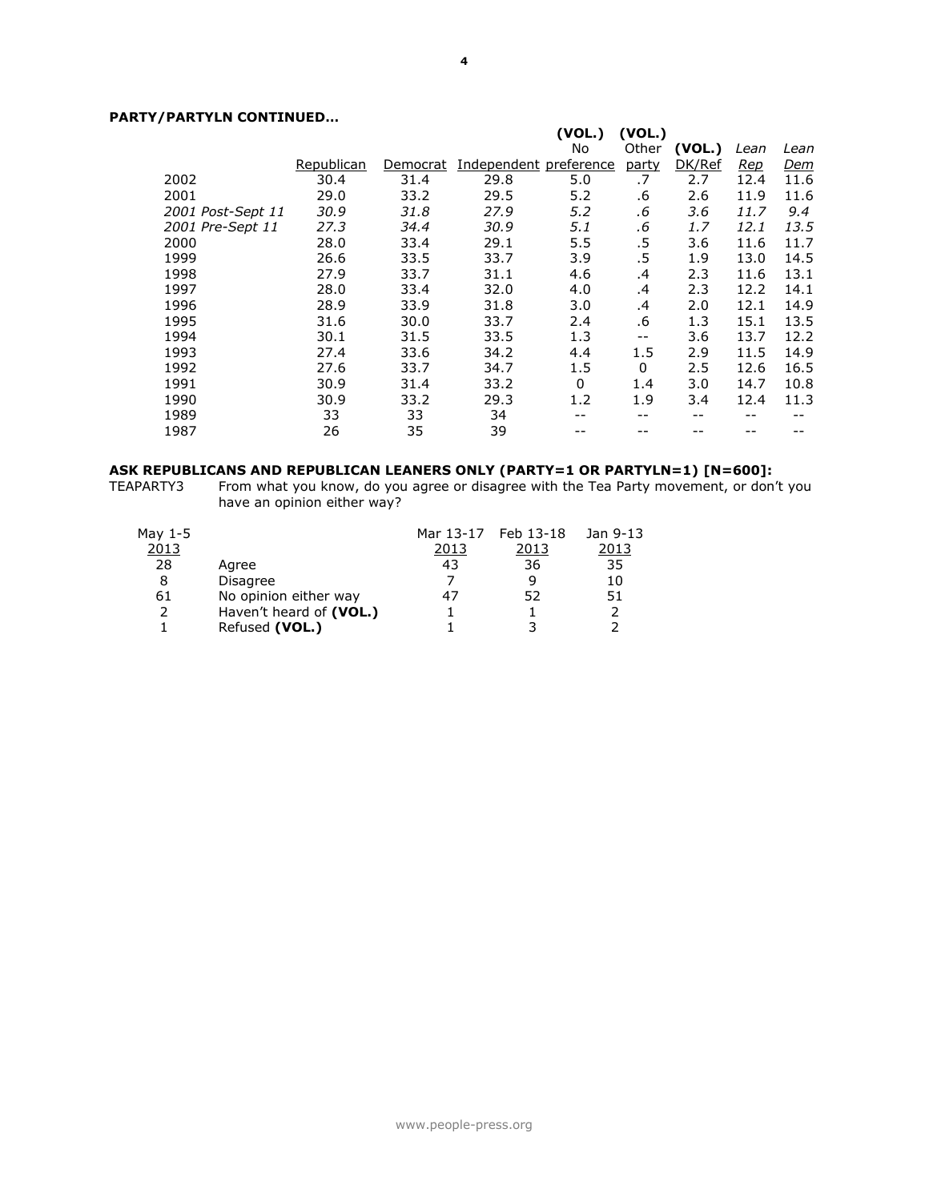**PARTY/PARTYLN CONTINUED…**

| | Republican | Democrat | Independent | (VOL.) No preference | (VOL.) Other party | (VOL.) DK/Ref | *Lean Rep* | *Lean Dem* |
|---|---|---|---|---|---|---|---|---|
| 2002 | 30.4 | 31.4 | 29.8 | 5.0 | .7 | 2.7 | 12.4 | 11.6 |
| 2001 | 29.0 | 33.2 | 29.5 | 5.2 | .6 | 2.6 | 11.9 | 11.6 |
| *2001 Post-Sept 11* | *30.9* | *31.8* | *27.9* | *5.2* | *.6* | *3.6* | *11.7* | *9.4* |
| *2001 Pre-Sept 11* | *27.3* | *34.4* | *30.9* | *5.1* | *.6* | *1.7* | *12.1* | *13.5* |
| 2000 | 28.0 | 33.4 | 29.1 | 5.5 | .5 | 3.6 | 11.6 | 11.7 |
| 1999 | 26.6 | 33.5 | 33.7 | 3.9 | .5 | 1.9 | 13.0 | 14.5 |
| 1998 | 27.9 | 33.7 | 31.1 | 4.6 | .4 | 2.3 | 11.6 | 13.1 |
| 1997 | 28.0 | 33.4 | 32.0 | 4.0 | .4 | 2.3 | 12.2 | 14.1 |
| 1996 | 28.9 | 33.9 | 31.8 | 3.0 | .4 | 2.0 | 12.1 | 14.9 |
| 1995 | 31.6 | 30.0 | 33.7 | 2.4 | .6 | 1.3 | 15.1 | 13.5 |
| 1994 | 30.1 | 31.5 | 33.5 | 1.3 | -- | 3.6 | 13.7 | 12.2 |
| 1993 | 27.4 | 33.6 | 34.2 | 4.4 | 1.5 | 2.9 | 11.5 | 14.9 |
| 1992 | 27.6 | 33.7 | 34.7 | 1.5 | 0 | 2.5 | 12.6 | 16.5 |
| 1991 | 30.9 | 31.4 | 33.2 | 0 | 1.4 | 3.0 | 14.7 | 10.8 |
| 1990 | 30.9 | 33.2 | 29.3 | 1.2 | 1.9 | 3.4 | 12.4 | 11.3 |
| 1989 | 33 | 33 | 34 | -- | -- | -- | -- | -- |
| 1987 | 26 | 35 | 39 | -- | -- | -- | -- | -- |

**ASK REPUBLICANS AND REPUBLICAN LEANERS ONLY (PARTY=1 OR PARTYLN=1) [N=600]:**

TEAPARTY3 From what you know, do you agree or disagree with the Tea Party movement, or don't you have an opinion either way?

| May 1-5 2013 | | Mar 13-17 2013 | Feb 13-18 2013 | Jan 9-13 2013 |
|---|---|---|---|---|
| 28 | Agree | 43 | 36 | 35 |
| 8 | Disagree | 7 | 9 | 10 |
| 61 | No opinion either way | 47 | 52 | 51 |
| 2 | Haven't heard of **(VOL.)** | 1 | 1 | 2 |
| 1 | Refused **(VOL.)** | 1 | 3 | 2 |